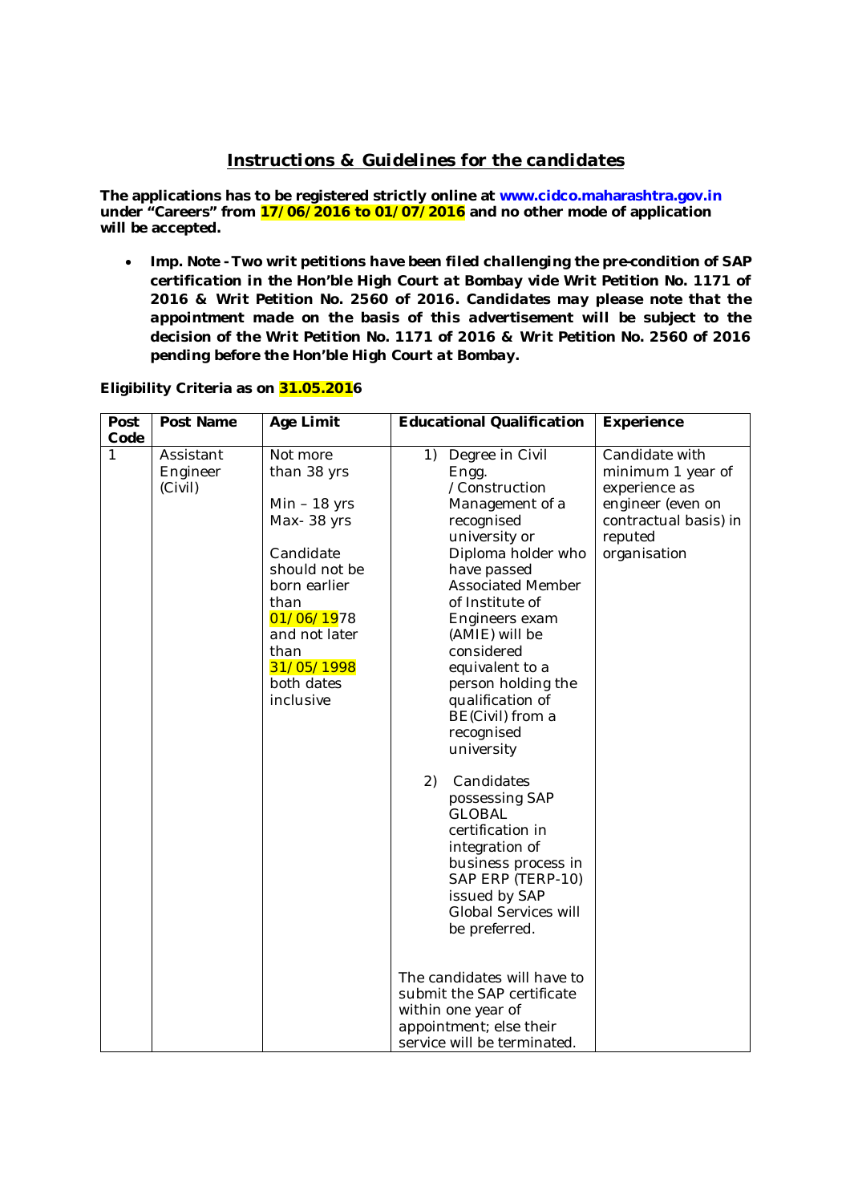## Instructions & Guidelines for the candidates

**The applications has to be registered strictly online at www.cidco.maharashtra.gov.in under "Careers" from 17/06/2016 to 01/07/2016 and no other mode of application will be accepted.**

- **Imp. Note - Two writ petitions have been filed challenging the pre-condition of SAP certification in the Hon'ble High Court at Bombay vide Writ Petition No. 1171 of 2016 & Writ Petition No. 2560 of 2016. Candidates may please note that the appointment made on the basis of this advertisement will be subject to the decision of the Writ Petition No. 1171 of 2016 & Writ Petition No. 2560 of 2016 pending before the Hon'ble High Court at Bombay.**

**Eligibility Criteria as on 31.05.2016**

| Post Code | Post Name | Age Limit | Educational Qualification | Experience |
|---|---|---|---|---|
| 1 | Assistant Engineer (Civil) | Not more than 38 yrs<br><br>Min – 18 yrs<br>Max- 38 yrs<br><br>Candidate should not be born earlier than 01/06/1978 and not later than 31/05/1998 both dates inclusive | 1) Degree in Civil Engg. /Construction Management of a recognised university or Diploma holder who have passed Associated Member of Institute of Engineers exam (AMIE) will be considered equivalent to a person holding the qualification of BE(Civil) from a recognised university<br><br>2) Candidates possessing SAP GLOBAL certification in integration of business process in SAP ERP (TERP-10) issued by SAP Global Services will be preferred.<br><br>The candidates will have to submit the SAP certificate within one year of appointment; else their service will be terminated. | Candidate with minimum 1 year of experience as engineer (even on contractual basis) in reputed organisation |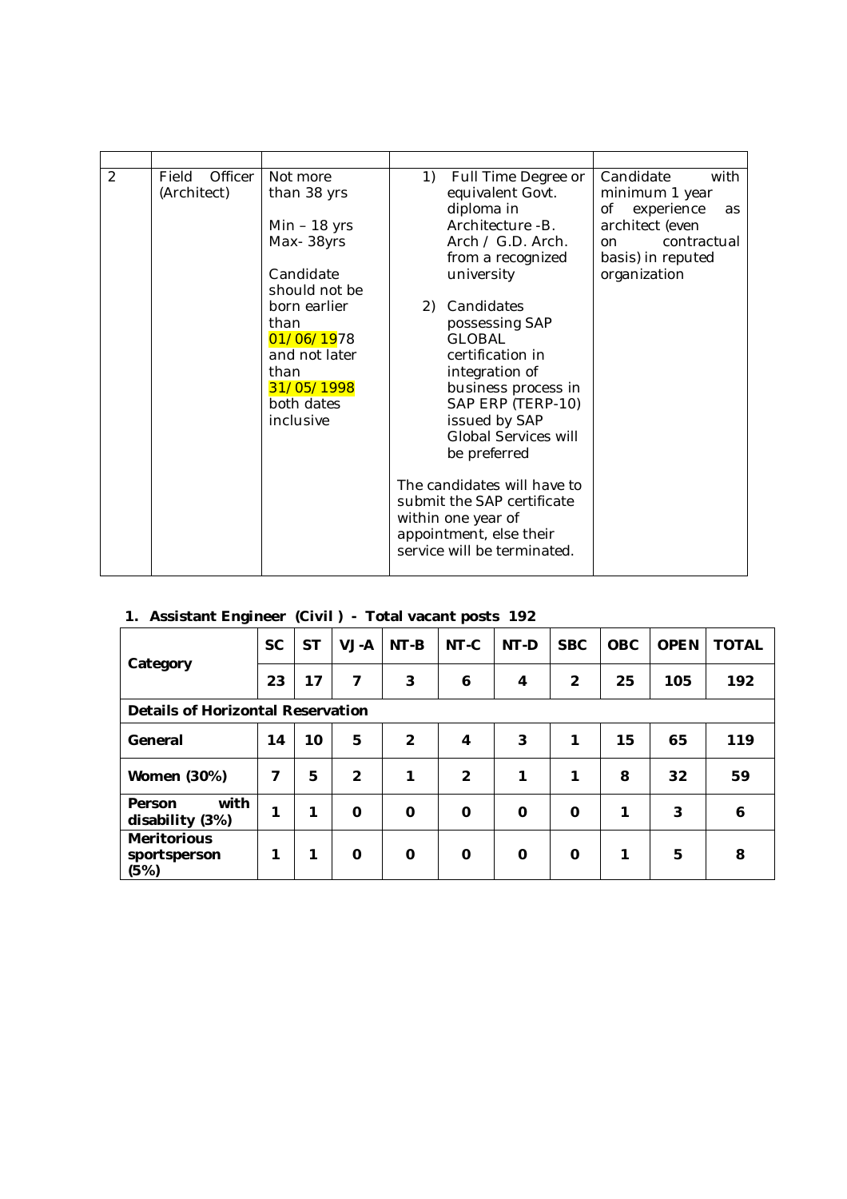| | | | | |
|---|---|---|---|---|
| 2 | Field Officer (Architect) | Not more than 38 yrs<br><br>Min – 18 yrs<br>Max- 38yrs<br><br>Candidate should not be born earlier than 01/06/1978 and not later than 31/05/1998 both dates inclusive | 1) Full Time Degree or equivalent Govt. diploma in Architecture -B. Arch / G.D. Arch. from a recognized university<br><br>2) Candidates possessing SAP GLOBAL certification in integration of business process in SAP ERP (TERP-10) issued by SAP Global Services will be preferred<br><br>The candidates will have to submit the SAP certificate within one year of appointment, else their service will be terminated. | Candidate with minimum 1 year of experience as architect (even on contractual basis) in reputed organization |

**1. Assistant Engineer (Civil) - Total vacant posts 192**

| Category | SC | ST | VJ-A | NT-B | NT-C | NT-D | SBC | OBC | OPEN | TOTAL |
|---|---|---|---|---|---|---|---|---|---|---|
| | 23 | 17 | 7 | 3 | 6 | 4 | 2 | 25 | 105 | 192 |
| **Details of Horizontal Reservation** | | | | | | | | | | |
| General | 14 | 10 | 5 | 2 | 4 | 3 | 1 | 15 | 65 | 119 |
| Women (30%) | 7 | 5 | 2 | 1 | 2 | 1 | 1 | 8 | 32 | 59 |
| Person with disability (3%) | 1 | 1 | 0 | 0 | 0 | 0 | 0 | 1 | 3 | 6 |
| Meritorious sportsperson (5%) | 1 | 1 | 0 | 0 | 0 | 0 | 0 | 1 | 5 | 8 |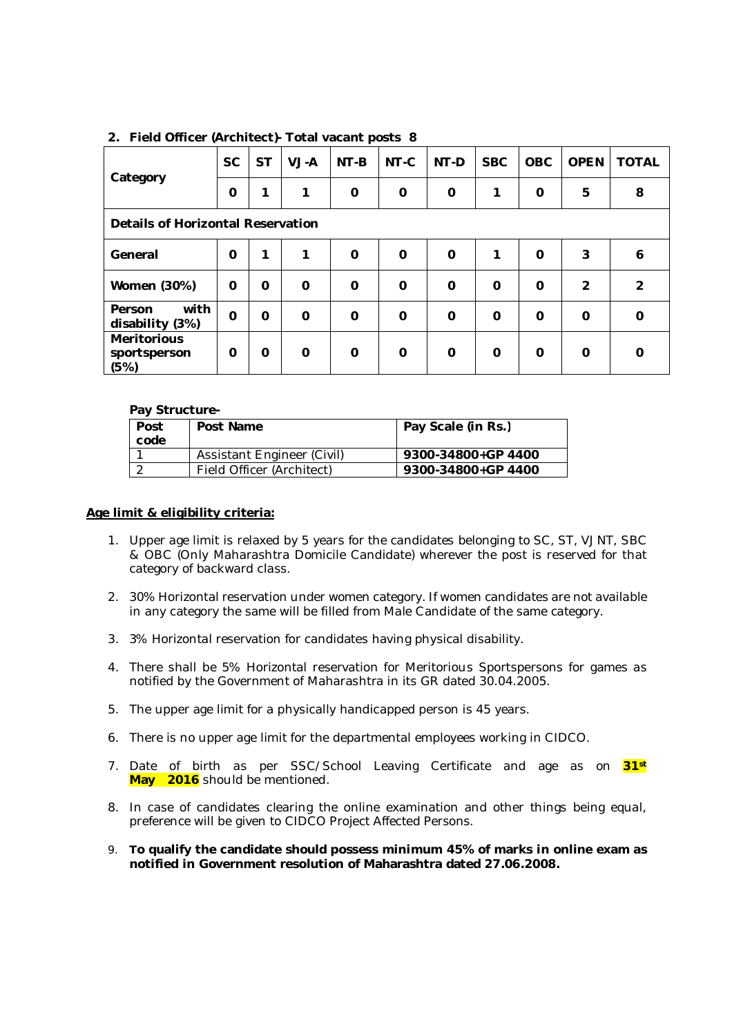**2. Field Officer (Architect)- Total vacant posts 8**

| Category | SC | ST | VJ-A | NT-B | NT-C | NT-D | SBC | OBC | OPEN | TOTAL |
|---|---|---|---|---|---|---|---|---|---|---|
| | 0 | 1 | 1 | 0 | 0 | 0 | 1 | 0 | 5 | 8 |
| **Details of Horizontal Reservation** | | | | | | | | | | |
| General | 0 | 1 | 1 | 0 | 0 | 0 | 1 | 0 | 3 | 6 |
| Women (30%) | 0 | 0 | 0 | 0 | 0 | 0 | 0 | 0 | 2 | 2 |
| Person with disability (3%) | 0 | 0 | 0 | 0 | 0 | 0 | 0 | 0 | 0 | 0 |
| Meritorious sportsperson (5%) | 0 | 0 | 0 | 0 | 0 | 0 | 0 | 0 | 0 | 0 |

**Pay Structure-**

| Post code | Post Name | Pay Scale (in Rs.) |
|---|---|---|
| 1 | Assistant Engineer (Civil) | **9300-34800+GP 4400** |
| 2 | Field Officer (Architect) | **9300-34800+GP 4400** |

**Age limit & eligibility criteria:**

1. Upper age limit is relaxed by 5 years for the candidates belonging to SC, ST, VJNT, SBC & OBC (Only Maharashtra Domicile Candidate) wherever the post is reserved for that category of backward class.
2. 30% Horizontal reservation under women category. If women candidates are not available in any category the same will be filled from Male Candidate of the same category.
3. 3% Horizontal reservation for candidates having physical disability.
4. There shall be 5% Horizontal reservation for Meritorious Sportspersons for games as notified by the Government of Maharashtra in its GR dated 30.04.2005.
5. The upper age limit for a physically handicapped person is 45 years.
6. There is no upper age limit for the departmental employees working in CIDCO.
7. Date of birth as per SSC/School Leaving Certificate and age as on **31st May 2016** should be mentioned.
8. In case of candidates clearing the online examination and other things being equal, preference will be given to CIDCO Project Affected Persons.
9. **To qualify the candidate should possess minimum 45% of marks in online exam as notified in Government resolution of Maharashtra dated 27.06.2008.**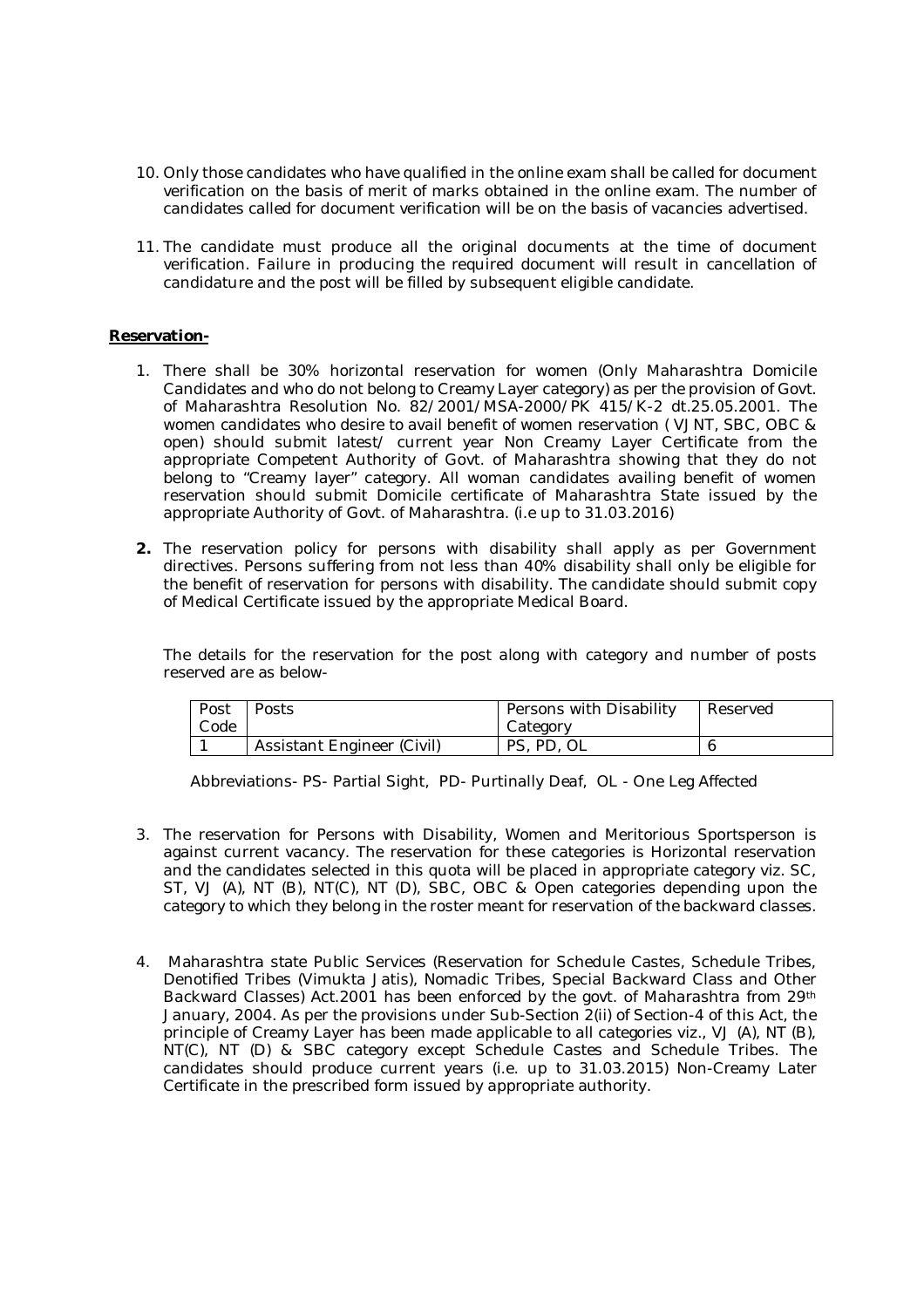10. Only those candidates who have qualified in the online exam shall be called for document verification on the basis of merit of marks obtained in the online exam. The number of candidates called for document verification will be on the basis of vacancies advertised.

11. The candidate must produce all the original documents at the time of document verification. Failure in producing the required document will result in cancellation of candidature and the post will be filled by subsequent eligible candidate.

**Reservation-**

1. There shall be 30% horizontal reservation for women (Only Maharashtra Domicile Candidates and who do not belong to Creamy Layer category) as per the provision of Govt. of Maharashtra Resolution No. 82/2001/MSA-2000/PK 415/K-2 dt.25.05.2001. The women candidates who desire to avail benefit of women reservation ( VJNT, SBC, OBC & open) should submit latest/ current year Non Creamy Layer Certificate from the appropriate Competent Authority of Govt. of Maharashtra showing that they do not belong to "Creamy layer" category. All woman candidates availing benefit of women reservation should submit Domicile certificate of Maharashtra State issued by the appropriate Authority of Govt. of Maharashtra. (i.e up to 31.03.2016)

2. The reservation policy for persons with disability shall apply as per Government directives. Persons suffering from not less than 40% disability shall only be eligible for the benefit of reservation for persons with disability. The candidate should submit copy of Medical Certificate issued by the appropriate Medical Board.

   The details for the reservation for the post along with category and number of posts reserved are as below-

| Post Code | Posts | Persons with Disability Category | Reserved |
|---|---|---|---|
| 1 | Assistant Engineer (Civil) | PS, PD, OL | 6 |

   Abbreviations- PS- Partial Sight, PD- Purtinally Deaf, OL - One Leg Affected

3. The reservation for Persons with Disability, Women and Meritorious Sportsperson is against current vacancy. The reservation for these categories is Horizontal reservation and the candidates selected in this quota will be placed in appropriate category viz. SC, ST, VJ (A), NT (B), NT(C), NT (D), SBC, OBC & Open categories depending upon the category to which they belong in the roster meant for reservation of the backward classes.

4. Maharashtra state Public Services (Reservation for Schedule Castes, Schedule Tribes, Denotified Tribes (Vimukta Jatis), Nomadic Tribes, Special Backward Class and Other Backward Classes) Act.2001 has been enforced by the govt. of Maharashtra from 29th January, 2004. As per the provisions under Sub-Section 2(ii) of Section-4 of this Act, the principle of Creamy Layer has been made applicable to all categories viz., VJ (A), NT (B), NT(C), NT (D) & SBC category except Schedule Castes and Schedule Tribes. The candidates should produce current years (i.e. up to 31.03.2015) Non-Creamy Later Certificate in the prescribed form issued by appropriate authority.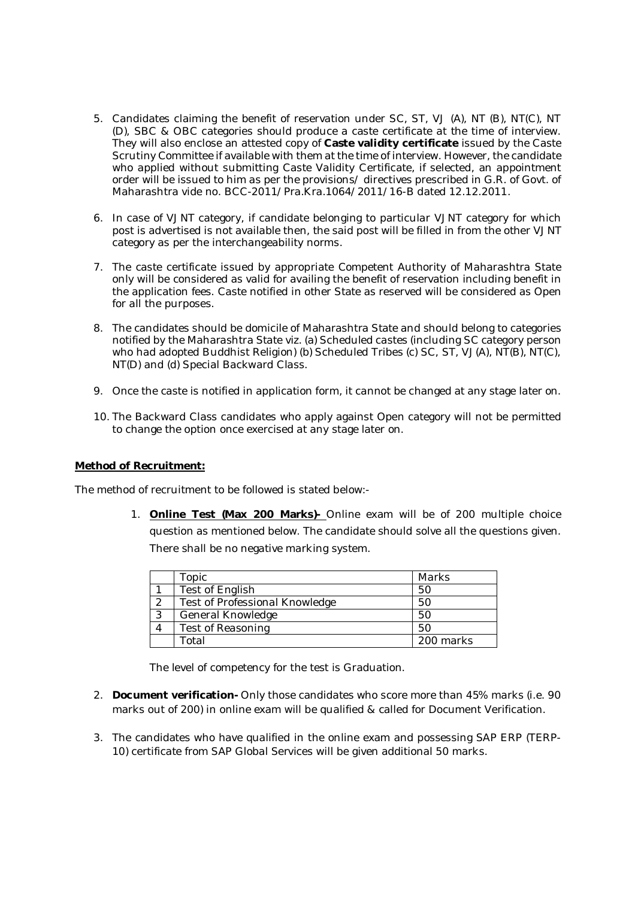5. Candidates claiming the benefit of reservation under SC, ST, VJ (A), NT (B), NT(C), NT (D), SBC & OBC categories should produce a caste certificate at the time of interview. They will also enclose an attested copy of **Caste validity certificate** issued by the Caste Scrutiny Committee if available with them at the time of interview. However, the candidate who applied without submitting Caste Validity Certificate, if selected, an appointment order will be issued to him as per the provisions/ directives prescribed in G.R. of Govt. of Maharashtra vide no. BCC-2011/Pra.Kra.1064/2011/16-B dated 12.12.2011.

6. In case of VJNT category, if candidate belonging to particular VJNT category for which post is advertised is not available then, the said post will be filled in from the other VJNT category as per the interchangeability norms.

7. The caste certificate issued by appropriate Competent Authority of Maharashtra State only will be considered as valid for availing the benefit of reservation including benefit in the application fees. Caste notified in other State as reserved will be considered as Open for all the purposes.

8. The candidates should be domicile of Maharashtra State and should belong to categories notified by the Maharashtra State viz. (a) Scheduled castes (including SC category person who had adopted Buddhist Religion) (b) Scheduled Tribes (c) SC, ST, VJ(A), NT(B), NT(C), NT(D) and (d) Special Backward Class.

9. Once the caste is notified in application form, it cannot be changed at any stage later on.

10. The Backward Class candidates who apply against Open category will not be permitted to change the option once exercised at any stage later on.

**Method of Recruitment:**

The method of recruitment to be followed is stated below:-

1. **Online Test (Max 200 Marks)-** Online exam will be of 200 multiple choice question as mentioned below. The candidate should solve all the questions given. There shall be no negative marking system.

| | Topic | Marks |
|---|---|---|
| 1 | Test of English | 50 |
| 2 | Test of Professional Knowledge | 50 |
| 3 | General Knowledge | 50 |
| 4 | Test of Reasoning | 50 |
| | Total | 200 marks |

The level of competency for the test is Graduation.

2. **Document verification-** Only those candidates who score more than 45% marks (i.e. 90 marks out of 200) in online exam will be qualified & called for Document Verification.

3. The candidates who have qualified in the online exam and possessing SAP ERP (TERP-10) certificate from SAP Global Services will be given additional 50 marks.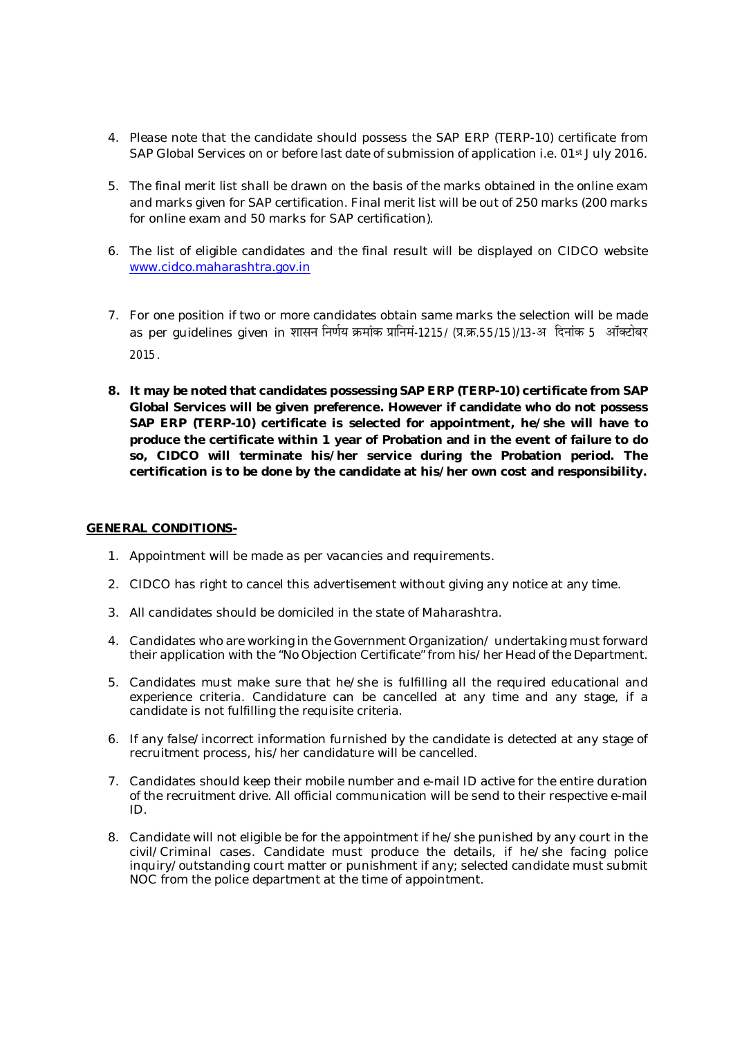4. Please note that the candidate should possess the SAP ERP (TERP-10) certificate from SAP Global Services on or before last date of submission of application i.e. 01st July 2016.

5. The final merit list shall be drawn on the basis of the marks obtained in the online exam and marks given for SAP certification. Final merit list will be out of 250 marks (200 marks for online exam and 50 marks for SAP certification).

6. The list of eligible candidates and the final result will be displayed on CIDCO website [www.cidco.maharashtra.gov.in](http://www.cidco.maharashtra.gov.in)

7. For one position if two or more candidates obtain same marks the selection will be made as per guidelines given in शासन निर्णय क्रमांक प्रानिमं-1215/ (प्र.क्र.55/15)/13-अ दिनांक 5 ऑक्टोबर 2015.

8. **It may be noted that candidates possessing SAP ERP (TERP-10) certificate from SAP Global Services will be given preference. However if candidate who do not possess SAP ERP (TERP-10) certificate is selected for appointment, he/she will have to produce the certificate within 1 year of Probation and in the event of failure to do so, CIDCO will terminate his/her service during the Probation period. The certification is to be done by the candidate at his/her own cost and responsibility.**

**GENERAL CONDITIONS-**

1. Appointment will be made as per vacancies and requirements.
2. CIDCO has right to cancel this advertisement without giving any notice at any time.
3. All candidates should be domiciled in the state of Maharashtra.
4. Candidates who are working in the Government Organization/ undertaking must forward their application with the "No Objection Certificate" from his/her Head of the Department.
5. Candidates must make sure that he/she is fulfilling all the required educational and experience criteria. Candidature can be cancelled at any time and any stage, if a candidate is not fulfilling the requisite criteria.
6. If any false/incorrect information furnished by the candidate is detected at any stage of recruitment process, his/her candidature will be cancelled.
7. Candidates should keep their mobile number and e-mail ID active for the entire duration of the recruitment drive. All official communication will be send to their respective e-mail ID.
8. Candidate will not eligible be for the appointment if he/she punished by any court in the civil/Criminal cases. Candidate must produce the details, if he/she facing police inquiry/outstanding court matter or punishment if any; selected candidate must submit NOC from the police department at the time of appointment.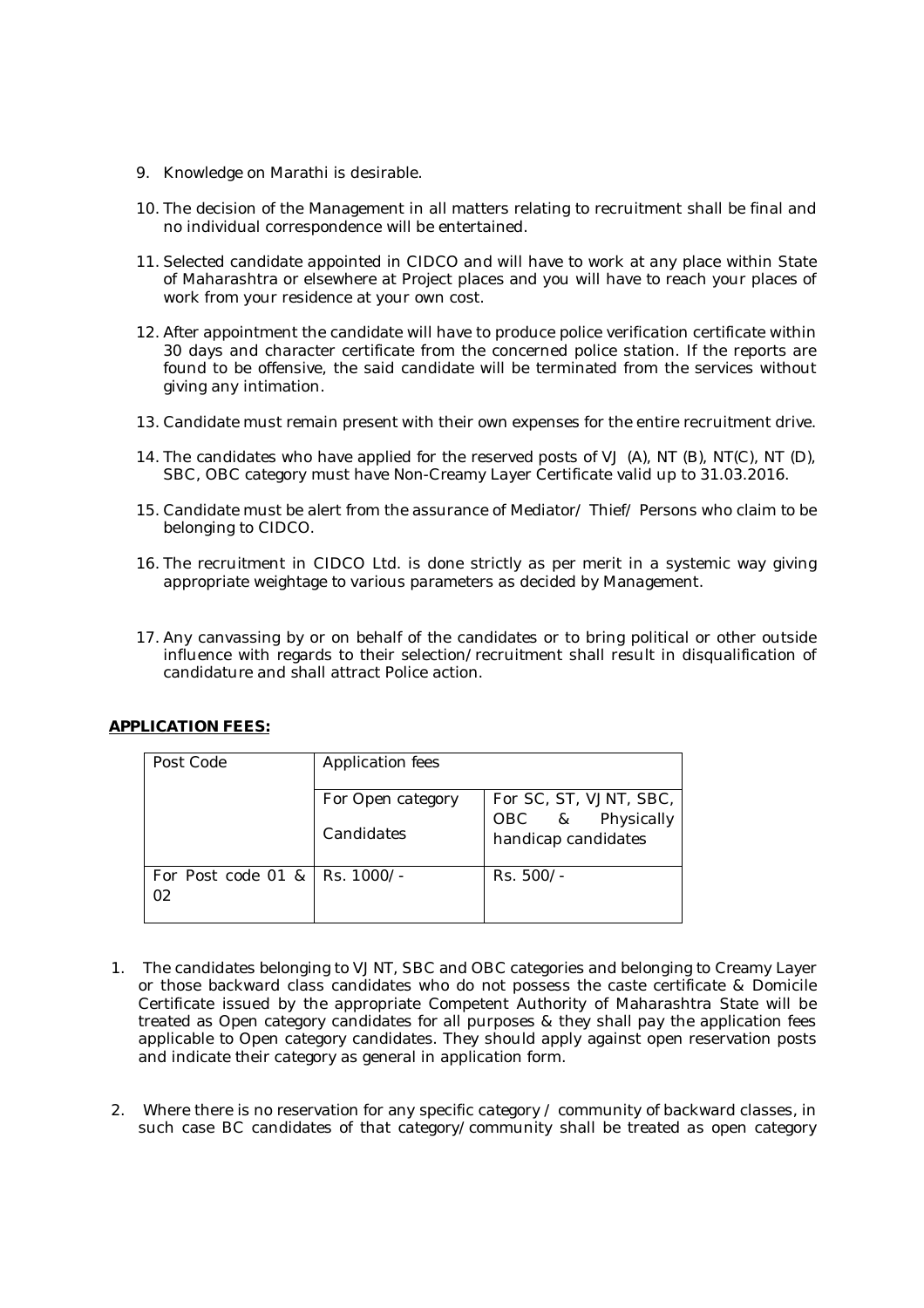9. Knowledge on Marathi is desirable.

10. The decision of the Management in all matters relating to recruitment shall be final and no individual correspondence will be entertained.

11. Selected candidate appointed in CIDCO and will have to work at any place within State of Maharashtra or elsewhere at Project places and you will have to reach your places of work from your residence at your own cost.

12. After appointment the candidate will have to produce police verification certificate within 30 days and character certificate from the concerned police station. If the reports are found to be offensive, the said candidate will be terminated from the services without giving any intimation.

13. Candidate must remain present with their own expenses for the entire recruitment drive.

14. The candidates who have applied for the reserved posts of VJ (A), NT (B), NT(C), NT (D), SBC, OBC category must have Non-Creamy Layer Certificate valid up to 31.03.2016.

15. Candidate must be alert from the assurance of Mediator/ Thief/ Persons who claim to be belonging to CIDCO.

16. The recruitment in CIDCO Ltd. is done strictly as per merit in a systemic way giving appropriate weightage to various parameters as decided by Management.

17. Any canvassing by or on behalf of the candidates or to bring political or other outside influence with regards to their selection/recruitment shall result in disqualification of candidature and shall attract Police action.

**APPLICATION FEES:**

| Post Code | Application fees | |
|---|---|---|
| | For Open category Candidates | For SC, ST, VJNT, SBC, OBC & Physically handicap candidates |
| For Post code 01 & 02 | Rs. 1000/- | Rs. 500/- |

1. The candidates belonging to VJNT, SBC and OBC categories and belonging to Creamy Layer or those backward class candidates who do not possess the caste certificate & Domicile Certificate issued by the appropriate Competent Authority of Maharashtra State will be treated as Open category candidates for all purposes & they shall pay the application fees applicable to Open category candidates. They should apply against open reservation posts and indicate their category as general in application form.

2. Where there is no reservation for any specific category / community of backward classes, in such case BC candidates of that category/community shall be treated as open category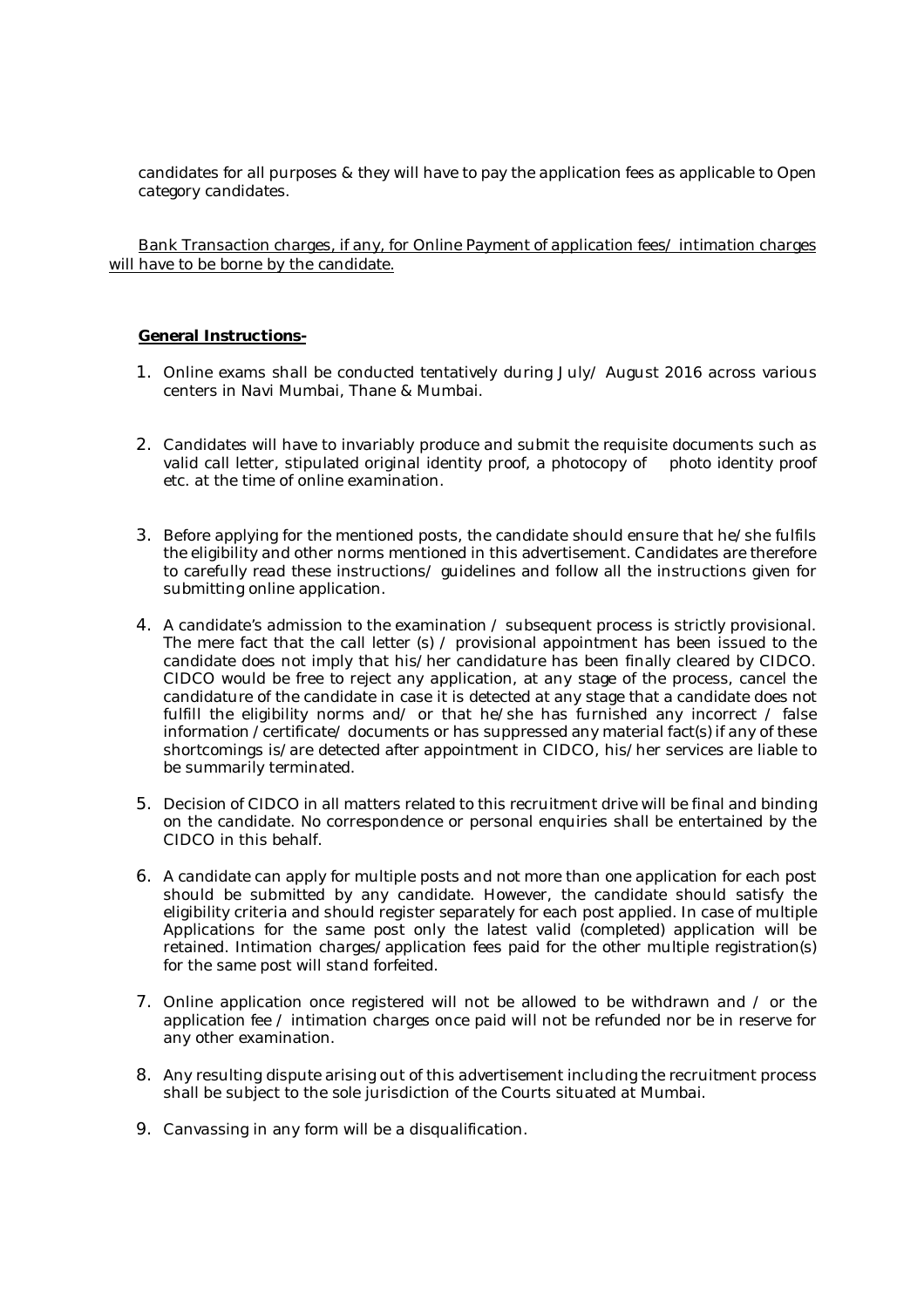candidates for all purposes & they will have to pay the application fees as applicable to Open category candidates.

<u>Bank Transaction charges, if any, for Online Payment of application fees/ intimation charges will have to be borne by the candidate.</u>

**<u>General Instructions-</u>**

1. Online exams shall be conducted tentatively during July/ August 2016 across various centers in Navi Mumbai, Thane & Mumbai.

2. Candidates will have to invariably produce and submit the requisite documents such as valid call letter, stipulated original identity proof, a photocopy of photo identity proof etc. at the time of online examination.

3. Before applying for the mentioned posts, the candidate should ensure that he/she fulfils the eligibility and other norms mentioned in this advertisement. Candidates are therefore to carefully read these instructions/ guidelines and follow all the instructions given for submitting online application.

4. A candidate's admission to the examination / subsequent process is strictly provisional. The mere fact that the call letter (s) / provisional appointment has been issued to the candidate does not imply that his/her candidature has been finally cleared by CIDCO. CIDCO would be free to reject any application, at any stage of the process, cancel the candidature of the candidate in case it is detected at any stage that a candidate does not fulfill the eligibility norms and/ or that he/she has furnished any incorrect / false information /certificate/ documents or has suppressed any material fact(s) if any of these shortcomings is/are detected after appointment in CIDCO, his/her services are liable to be summarily terminated.

5. Decision of CIDCO in all matters related to this recruitment drive will be final and binding on the candidate. No correspondence or personal enquiries shall be entertained by the CIDCO in this behalf.

6. A candidate can apply for multiple posts and not more than one application for each post should be submitted by any candidate. However, the candidate should satisfy the eligibility criteria and should register separately for each post applied. In case of multiple Applications for the same post only the latest valid (completed) application will be retained. Intimation charges/application fees paid for the other multiple registration(s) for the same post will stand forfeited.

7. Online application once registered will not be allowed to be withdrawn and / or the application fee / intimation charges once paid will not be refunded nor be in reserve for any other examination.

8. Any resulting dispute arising out of this advertisement including the recruitment process shall be subject to the sole jurisdiction of the Courts situated at Mumbai.

9. Canvassing in any form will be a disqualification.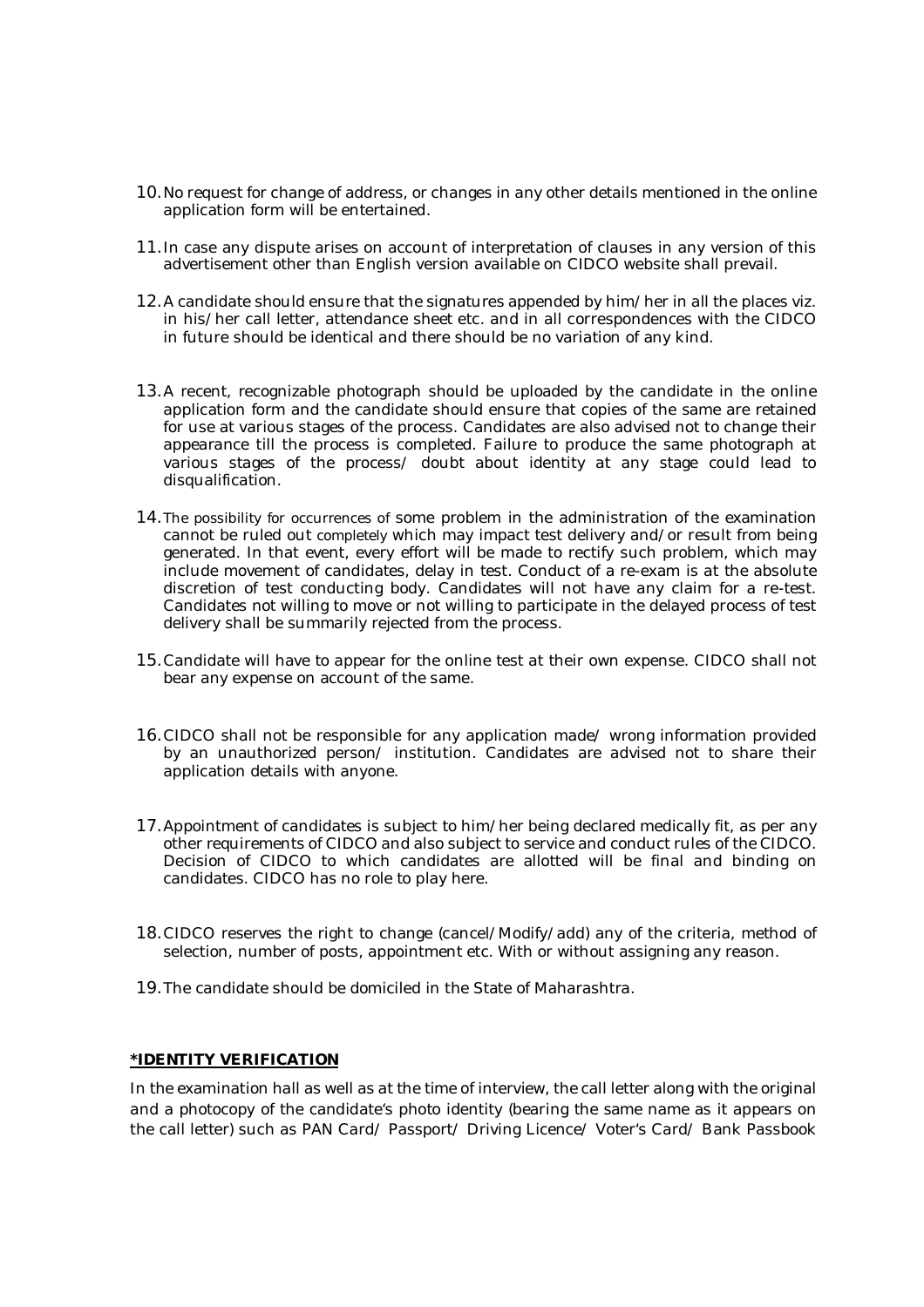10. No request for change of address, or changes in any other details mentioned in the online application form will be entertained.

11. In case any dispute arises on account of interpretation of clauses in any version of this advertisement other than English version available on CIDCO website shall prevail.

12. A candidate should ensure that the signatures appended by him/her in all the places viz. in his/her call letter, attendance sheet etc. and in all correspondences with the CIDCO in future should be identical and there should be no variation of any kind.

13. A recent, recognizable photograph should be uploaded by the candidate in the online application form and the candidate should ensure that copies of the same are retained for use at various stages of the process. Candidates are also advised not to change their appearance till the process is completed. Failure to produce the same photograph at various stages of the process/ doubt about identity at any stage could lead to disqualification.

14. The possibility for occurrences of some problem in the administration of the examination cannot be ruled out completely which may impact test delivery and/or result from being generated. In that event, every effort will be made to rectify such problem, which may include movement of candidates, delay in test. Conduct of a re-exam is at the absolute discretion of test conducting body. Candidates will not have any claim for a re-test. Candidates not willing to move or not willing to participate in the delayed process of test delivery shall be summarily rejected from the process.

15. Candidate will have to appear for the online test at their own expense. CIDCO shall not bear any expense on account of the same.

16. CIDCO shall not be responsible for any application made/ wrong information provided by an unauthorized person/ institution. Candidates are advised not to share their application details with anyone.

17. Appointment of candidates is subject to him/her being declared medically fit, as per any other requirements of CIDCO and also subject to service and conduct rules of the CIDCO. Decision of CIDCO to which candidates are allotted will be final and binding on candidates. CIDCO has no role to play here.

18. CIDCO reserves the right to change (cancel/Modify/add) any of the criteria, method of selection, number of posts, appointment etc. With or without assigning any reason.

19. The candidate should be domiciled in the State of Maharashtra.

**\*IDENTITY VERIFICATION**

In the examination hall as well as at the time of interview, the call letter along with the original and a photocopy of the candidate's photo identity (bearing the same name as it appears on the call letter) such as PAN Card/ Passport/ Driving Licence/ Voter's Card/ Bank Passbook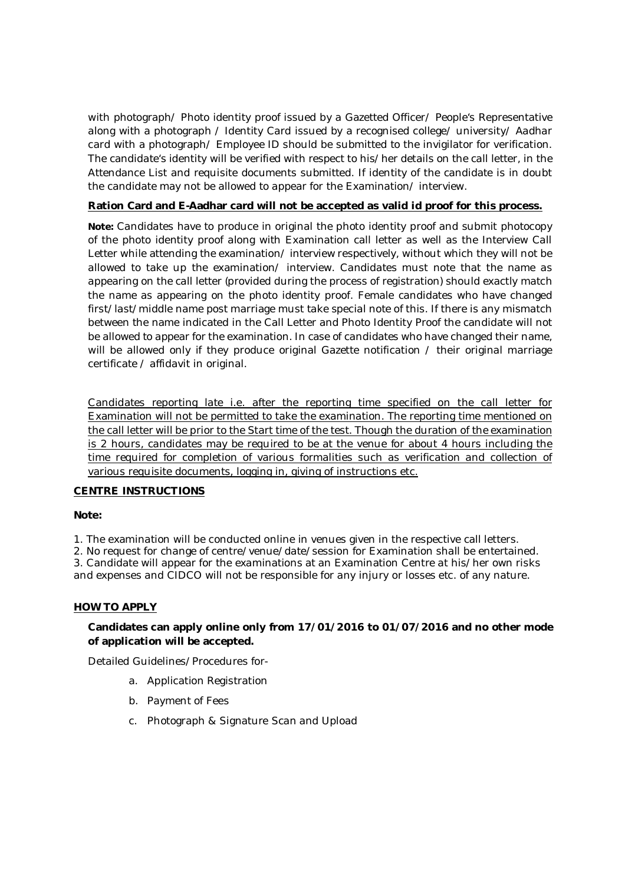with photograph/ Photo identity proof issued by a Gazetted Officer/ People's Representative along with a photograph / Identity Card issued by a recognised college/ university/ Aadhar card with a photograph/ Employee ID should be submitted to the invigilator for verification. The candidate's identity will be verified with respect to his/her details on the call letter, in the Attendance List and requisite documents submitted. If identity of the candidate is in doubt the candidate may not be allowed to appear for the Examination/ interview.

**Ration Card and E-Aadhar card will not be accepted as valid id proof for this process.**

**Note:** Candidates have to produce in original the photo identity proof and submit photocopy of the photo identity proof along with Examination call letter as well as the Interview Call Letter while attending the examination/ interview respectively, without which they will not be allowed to take up the examination/ interview. Candidates must note that the name as appearing on the call letter (provided during the process of registration) should exactly match the name as appearing on the photo identity proof. Female candidates who have changed first/last/middle name post marriage must take special note of this. If there is any mismatch between the name indicated in the Call Letter and Photo Identity Proof the candidate will not be allowed to appear for the examination. In case of candidates who have changed their name, will be allowed only if they produce original Gazette notification / their original marriage certificate / affidavit in original.

Candidates reporting late i.e. after the reporting time specified on the call letter for Examination will not be permitted to take the examination. The reporting time mentioned on the call letter will be prior to the Start time of the test. Though the duration of the examination is 2 hours, candidates may be required to be at the venue for about 4 hours including the time required for completion of various formalities such as verification and collection of various requisite documents, logging in, giving of instructions etc.

**CENTRE INSTRUCTIONS**

**Note:**

1. The examination will be conducted online in venues given in the respective call letters.
2. No request for change of centre/venue/date/session for Examination shall be entertained.
3. Candidate will appear for the examinations at an Examination Centre at his/her own risks and expenses and CIDCO will not be responsible for any injury or losses etc. of any nature.

**HOW TO APPLY**

**Candidates can apply online only from 17/01/2016 to 01/07/2016 and no other mode of application will be accepted.**

Detailed Guidelines/Procedures for-

a. Application Registration
b. Payment of Fees
c. Photograph & Signature Scan and Upload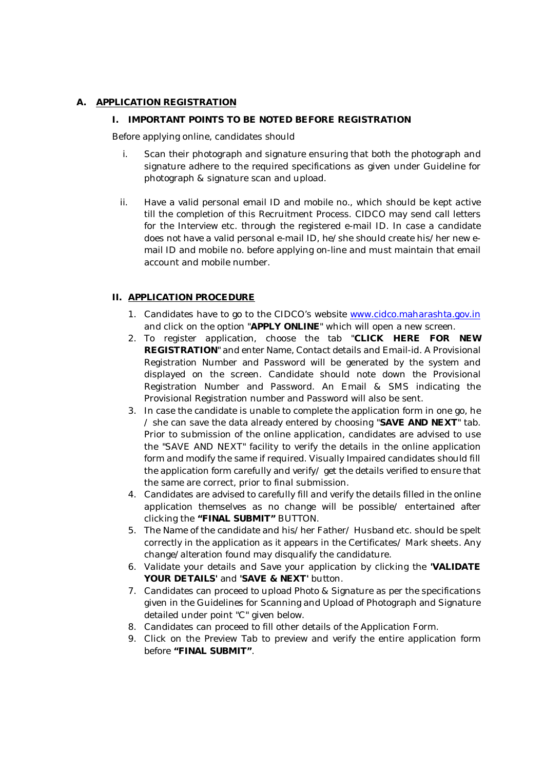## A. APPLICATION REGISTRATION

### I. IMPORTANT POINTS TO BE NOTED BEFORE REGISTRATION

Before applying online, candidates should

i. Scan their photograph and signature ensuring that both the photograph and signature adhere to the required specifications as given under Guideline for photograph & signature scan and upload.

ii. Have a valid personal email ID and mobile no., which should be kept active till the completion of this Recruitment Process. CIDCO may send call letters for the Interview etc. through the registered e-mail ID. In case a candidate does not have a valid personal e-mail ID, he/she should create his/her new e-mail ID and mobile no. before applying on-line and must maintain that email account and mobile number.

### II. APPLICATION PROCEDURE

1. Candidates have to go to the CIDCO's website www.cidco.maharashta.gov.in and click on the option "**APPLY ONLINE**" which will open a new screen.
2. To register application, choose the tab "**CLICK HERE FOR NEW REGISTRATION**" and enter Name, Contact details and Email-id. A Provisional Registration Number and Password will be generated by the system and displayed on the screen. Candidate should note down the Provisional Registration Number and Password. An Email & SMS indicating the Provisional Registration number and Password will also be sent.
3. In case the candidate is unable to complete the application form in one go, he / she can save the data already entered by choosing "**SAVE AND NEXT**" tab. Prior to submission of the online application, candidates are advised to use the "SAVE AND NEXT" facility to verify the details in the online application form and modify the same if required. Visually Impaired candidates should fill the application form carefully and verify/ get the details verified to ensure that the same are correct, prior to final submission.
4. Candidates are advised to carefully fill and verify the details filled in the online application themselves as no change will be possible/ entertained after clicking the **"FINAL SUBMIT"** BUTTON.
5. The Name of the candidate and his/her Father/ Husband etc. should be spelt correctly in the application as it appears in the Certificates/ Mark sheets. Any change/alteration found may disqualify the candidature.
6. Validate your details and Save your application by clicking the **'VALIDATE YOUR DETAILS'** and **'SAVE & NEXT'** button.
7. Candidates can proceed to upload Photo & Signature as per the specifications given in the Guidelines for Scanning and Upload of Photograph and Signature detailed under point "C" given below.
8. Candidates can proceed to fill other details of the Application Form.
9. Click on the Preview Tab to preview and verify the entire application form before **"FINAL SUBMIT"**.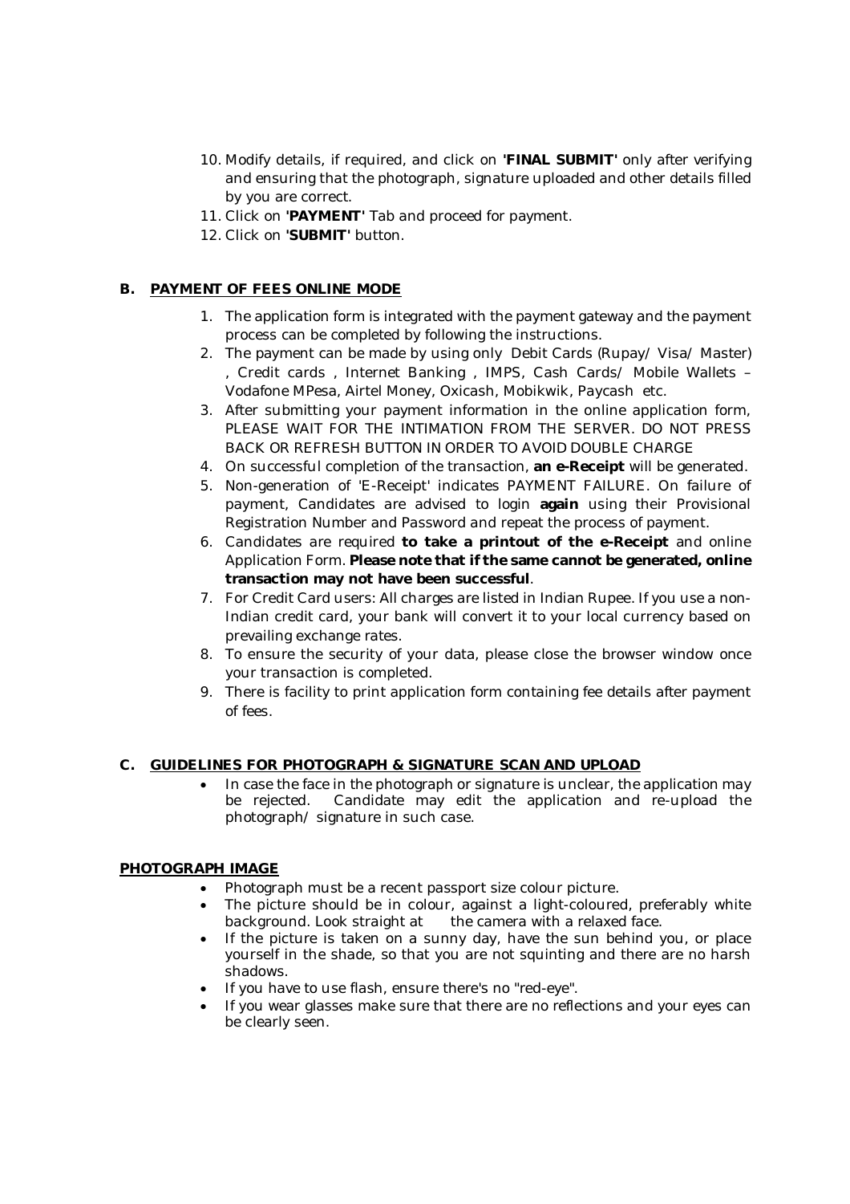10. Modify details, if required, and click on **'FINAL SUBMIT'** only after verifying and ensuring that the photograph, signature uploaded and other details filled by you are correct.
11. Click on **'PAYMENT'** Tab and proceed for payment.
12. Click on **'SUBMIT'** button.

## B. PAYMENT OF FEES ONLINE MODE

1. The application form is integrated with the payment gateway and the payment process can be completed by following the instructions.
2. The payment can be made by using only Debit Cards (Rupay/ Visa/ Master) , Credit cards , Internet Banking , IMPS, Cash Cards/ Mobile Wallets – Vodafone MPesa, Airtel Money, Oxicash, Mobikwik, Paycash etc.
3. After submitting your payment information in the online application form, PLEASE WAIT FOR THE INTIMATION FROM THE SERVER. DO NOT PRESS BACK OR REFRESH BUTTON IN ORDER TO AVOID DOUBLE CHARGE
4. On successful completion of the transaction, **an e-Receipt** will be generated.
5. Non-generation of 'E-Receipt' indicates PAYMENT FAILURE. On failure of payment, Candidates are advised to login **again** using their Provisional Registration Number and Password and repeat the process of payment.
6. Candidates are required **to take a printout of the e-Receipt** and online Application Form. **Please note that if the same cannot be generated, online transaction may not have been successful**.
7. For Credit Card users: All charges are listed in Indian Rupee. If you use a non-Indian credit card, your bank will convert it to your local currency based on prevailing exchange rates.
8. To ensure the security of your data, please close the browser window once your transaction is completed.
9. There is facility to print application form containing fee details after payment of fees.

## C. GUIDELINES FOR PHOTOGRAPH & SIGNATURE SCAN AND UPLOAD

- In case the face in the photograph or signature is unclear, the application may be rejected. Candidate may edit the application and re-upload the photograph/ signature in such case.

### PHOTOGRAPH IMAGE

- Photograph must be a recent passport size colour picture.
- The picture should be in colour, against a light-coloured, preferably white background. Look straight at the camera with a relaxed face.
- If the picture is taken on a sunny day, have the sun behind you, or place yourself in the shade, so that you are not squinting and there are no harsh shadows.
- If you have to use flash, ensure there's no "red-eye".
- If you wear glasses make sure that there are no reflections and your eyes can be clearly seen.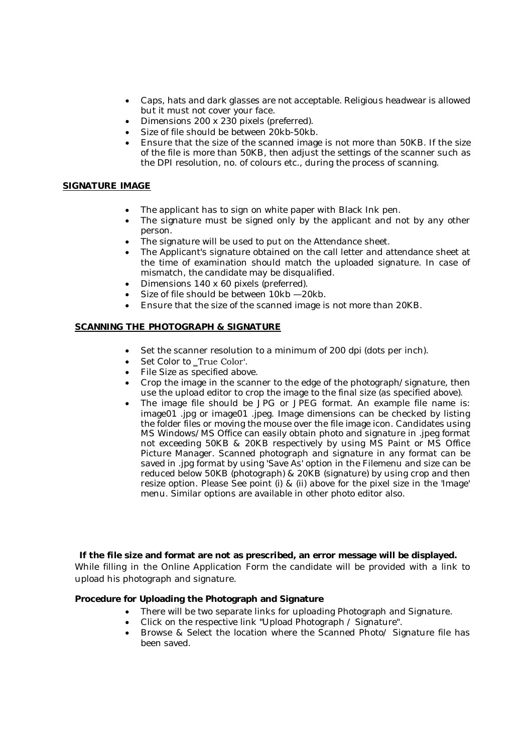- Caps, hats and dark glasses are not acceptable. Religious headwear is allowed but it must not cover your face.
- Dimensions 200 x 230 pixels (preferred).
- Size of file should be between 20kb-50kb.
- Ensure that the size of the scanned image is not more than 50KB. If the size of the file is more than 50KB, then adjust the settings of the scanner such as the DPI resolution, no. of colours etc., during the process of scanning.

**SIGNATURE IMAGE**

- The applicant has to sign on white paper with Black Ink pen.
- The signature must be signed only by the applicant and not by any other person.
- The signature will be used to put on the Attendance sheet.
- The Applicant's signature obtained on the call letter and attendance sheet at the time of examination should match the uploaded signature. In case of mismatch, the candidate may be disqualified.
- Dimensions 140 x 60 pixels (preferred).
- Size of file should be between 10kb —20kb.
- Ensure that the size of the scanned image is not more than 20KB.

**SCANNING THE PHOTOGRAPH & SIGNATURE**

- Set the scanner resolution to a minimum of 200 dpi (dots per inch).
- Set Color to _True Color‘.
- File Size as specified above.
- Crop the image in the scanner to the edge of the photograph/signature, then use the upload editor to crop the image to the final size (as specified above).
- The image file should be JPG or JPEG format. An example file name is: image01 .jpg or image01 .jpeg. Image dimensions can be checked by listing the folder files or moving the mouse over the file image icon. Candidates using MS Windows/MS Office can easily obtain photo and signature in .jpeg format not exceeding 50KB & 20KB respectively by using MS Paint or MS Office Picture Manager. Scanned photograph and signature in any format can be saved in .jpg format by using 'Save As' option in the Filemenu and size can be reduced below 50KB (photograph) & 20KB (signature) by using crop and then resize option. Please See point (i) & (ii) above for the pixel size in the 'Image' menu. Similar options are available in other photo editor also.

**If the file size and format are not as prescribed, an error message will be displayed.**

While filling in the Online Application Form the candidate will be provided with a link to upload his photograph and signature.

**Procedure for Uploading the Photograph and Signature**

- There will be two separate links for uploading Photograph and Signature.
- Click on the respective link "Upload Photograph / Signature".
- Browse & Select the location where the Scanned Photo/ Signature file has been saved.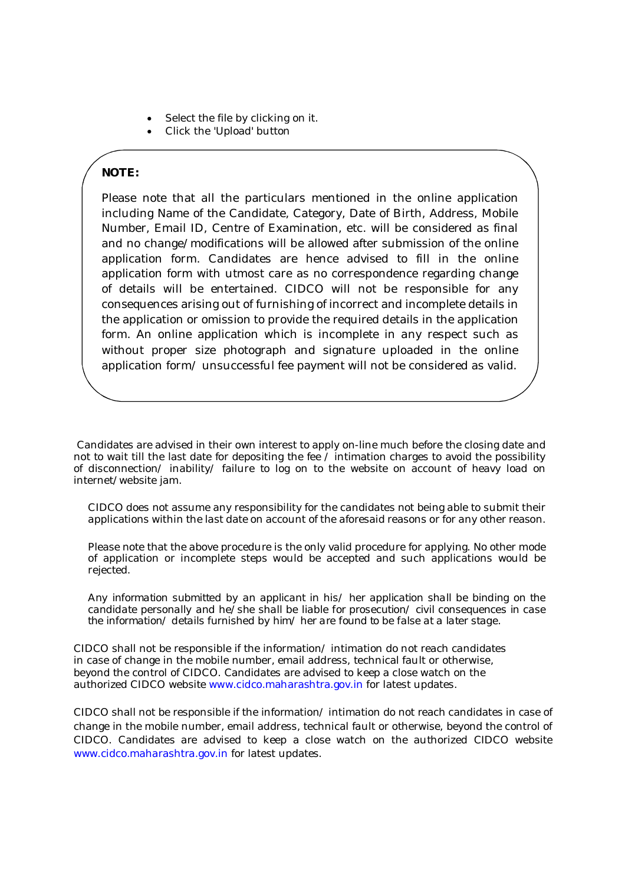- Select the file by clicking on it.
- Click the 'Upload' button

**NOTE:**

Please note that all the particulars mentioned in the online application including Name of the Candidate, Category, Date of Birth, Address, Mobile Number, Email ID, Centre of Examination, etc. will be considered as final and no change/modifications will be allowed after submission of the online application form. Candidates are hence advised to fill in the online application form with utmost care as no correspondence regarding change of details will be entertained. CIDCO will not be responsible for any consequences arising out of furnishing of incorrect and incomplete details in the application or omission to provide the required details in the application form. An online application which is incomplete in any respect such as without proper size photograph and signature uploaded in the online application form/ unsuccessful fee payment will not be considered as valid.

Candidates are advised in their own interest to apply on-line much before the closing date and not to wait till the last date for depositing the fee / intimation charges to avoid the possibility of disconnection/ inability/ failure to log on to the website on account of heavy load on internet/website jam.

CIDCO does not assume any responsibility for the candidates not being able to submit their applications within the last date on account of the aforesaid reasons or for any other reason.

Please note that the above procedure is the only valid procedure for applying. No other mode of application or incomplete steps would be accepted and such applications would be rejected.

Any information submitted by an applicant in his/ her application shall be binding on the candidate personally and he/she shall be liable for prosecution/ civil consequences in case the information/ details furnished by him/ her are found to be false at a later stage.

CIDCO shall not be responsible if the information/ intimation do not reach candidates in case of change in the mobile number, email address, technical fault or otherwise, beyond the control of CIDCO. Candidates are advised to keep a close watch on the authorized CIDCO website www.cidco.maharashtra.gov.in for latest updates.

CIDCO shall not be responsible if the information/ intimation do not reach candidates in case of change in the mobile number, email address, technical fault or otherwise, beyond the control of CIDCO. Candidates are advised to keep a close watch on the authorized CIDCO website www.cidco.maharashtra.gov.in for latest updates.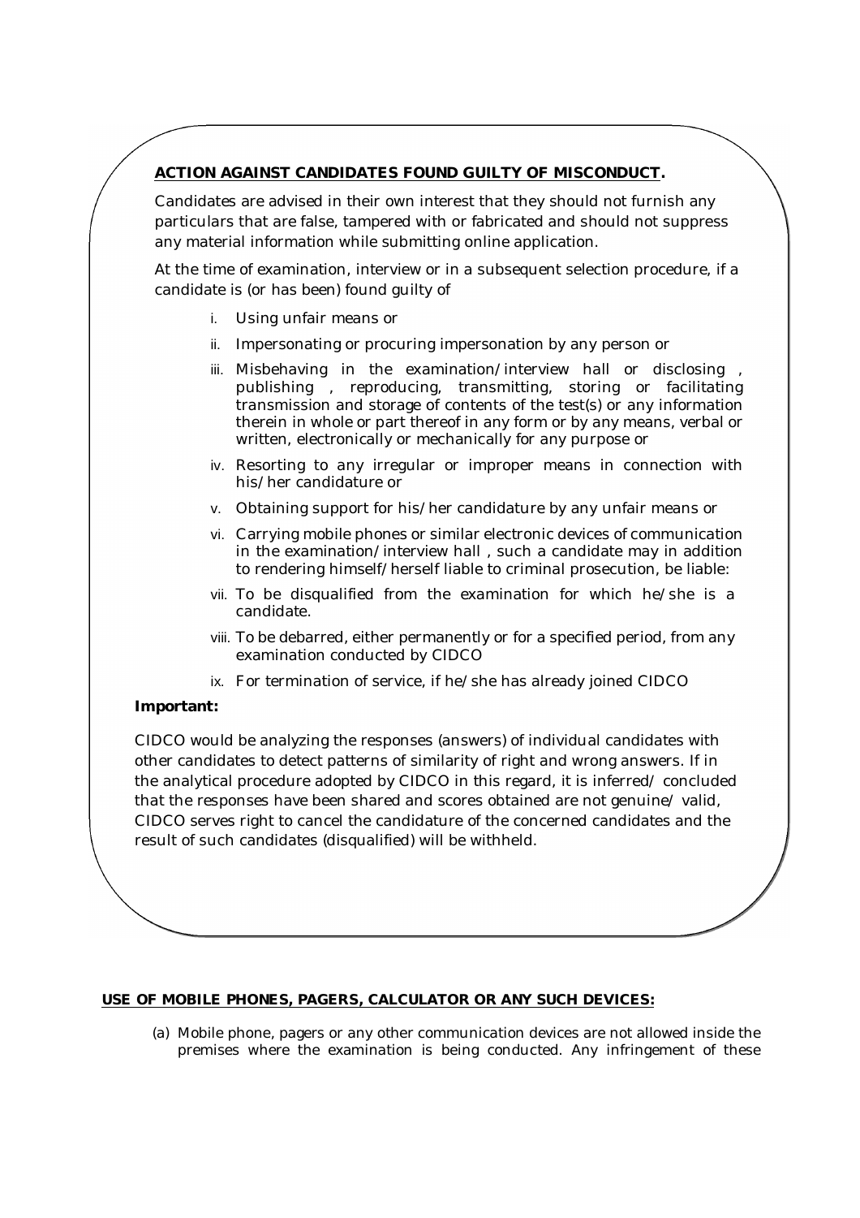**ACTION AGAINST CANDIDATES FOUND GUILTY OF MISCONDUCT.**

Candidates are advised in their own interest that they should not furnish any particulars that are false, tampered with or fabricated and should not suppress any material information while submitting online application.

At the time of examination, interview or in a subsequent selection procedure, if a candidate is (or has been) found guilty of

i. Using unfair means or
ii. Impersonating or procuring impersonation by any person or
iii. Misbehaving in the examination/interview hall or disclosing , publishing , reproducing, transmitting, storing or facilitating transmission and storage of contents of the test(s) or any information therein in whole or part thereof in any form or by any means, verbal or written, electronically or mechanically for any purpose or
iv. Resorting to any irregular or improper means in connection with his/her candidature or
v. Obtaining support for his/her candidature by any unfair means or
vi. Carrying mobile phones or similar electronic devices of communication in the examination/interview hall , such a candidate may in addition to rendering himself/herself liable to criminal prosecution, be liable:
vii. To be disqualified from the examination for which he/she is a candidate.
viii. To be debarred, either permanently or for a specified period, from any examination conducted by CIDCO
ix. For termination of service, if he/she has already joined CIDCO

**Important:**

CIDCO would be analyzing the responses (answers) of individual candidates with other candidates to detect patterns of similarity of right and wrong answers. If in the analytical procedure adopted by CIDCO in this regard, it is inferred/ concluded that the responses have been shared and scores obtained are not genuine/ valid, CIDCO serves right to cancel the candidature of the concerned candidates and the result of such candidates (disqualified) will be withheld.

**USE OF MOBILE PHONES, PAGERS, CALCULATOR OR ANY SUCH DEVICES:**

(a) Mobile phone, pagers or any other communication devices are not allowed inside the premises where the examination is being conducted. Any infringement of these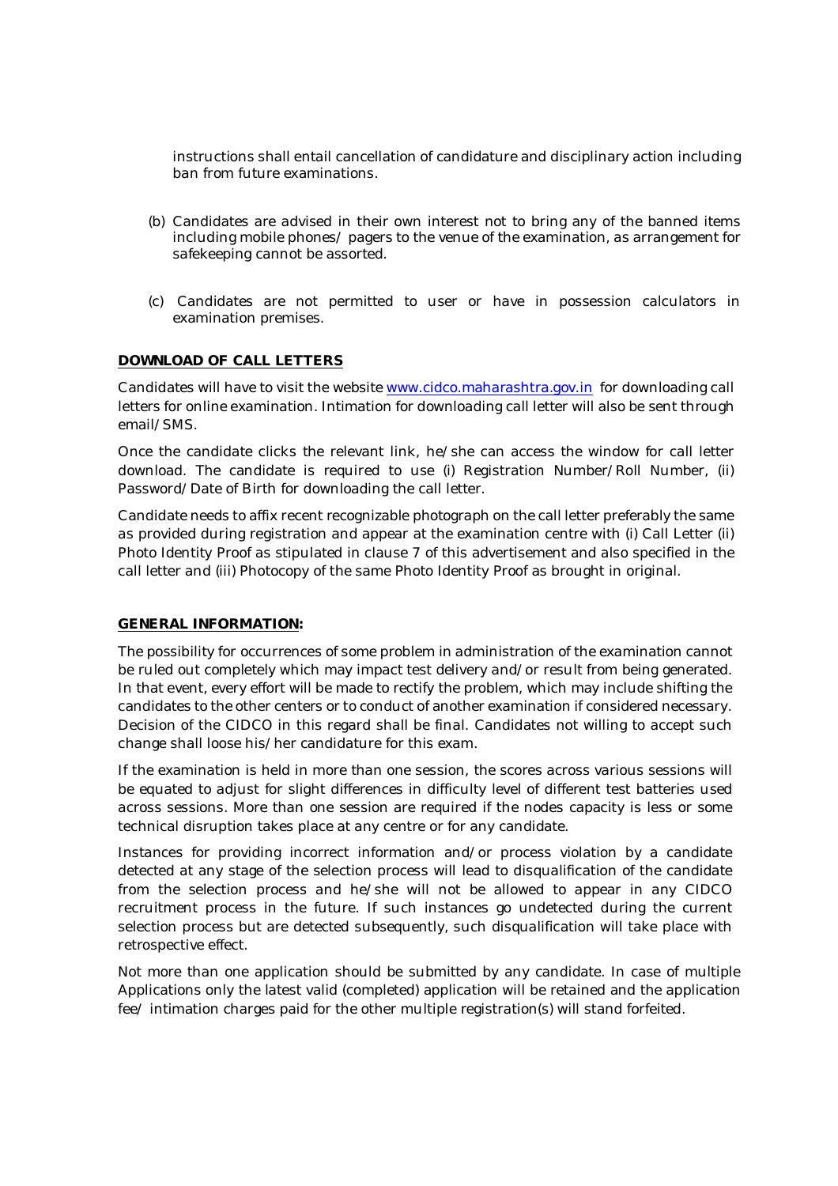instructions shall entail cancellation of candidature and disciplinary action including ban from future examinations.

(b) Candidates are advised in their own interest not to bring any of the banned items including mobile phones/ pagers to the venue of the examination, as arrangement for safekeeping cannot be assorted.

(c) Candidates are not permitted to user or have in possession calculators in examination premises.

**DOWNLOAD OF CALL LETTERS**

Candidates will have to visit the website www.cidco.maharashtra.gov.in for downloading call letters for online examination. Intimation for downloading call letter will also be sent through email/SMS.

Once the candidate clicks the relevant link, he/she can access the window for call letter download. The candidate is required to use (i) Registration Number/Roll Number, (ii) Password/Date of Birth for downloading the call letter.

Candidate needs to affix recent recognizable photograph on the call letter preferably the same as provided during registration and appear at the examination centre with (i) Call Letter (ii) Photo Identity Proof as stipulated in clause 7 of this advertisement and also specified in the call letter and (iii) Photocopy of the same Photo Identity Proof as brought in original.

**GENERAL INFORMATION:**

The possibility for occurrences of some problem in administration of the examination cannot be ruled out completely which may impact test delivery and/or result from being generated. In that event, every effort will be made to rectify the problem, which may include shifting the candidates to the other centers or to conduct of another examination if considered necessary. Decision of the CIDCO in this regard shall be final. Candidates not willing to accept such change shall loose his/her candidature for this exam.

If the examination is held in more than one session, the scores across various sessions will be equated to adjust for slight differences in difficulty level of different test batteries used across sessions. More than one session are required if the nodes capacity is less or some technical disruption takes place at any centre or for any candidate.

Instances for providing incorrect information and/or process violation by a candidate detected at any stage of the selection process will lead to disqualification of the candidate from the selection process and he/she will not be allowed to appear in any CIDCO recruitment process in the future. If such instances go undetected during the current selection process but are detected subsequently, such disqualification will take place with retrospective effect.

Not more than one application should be submitted by any candidate. In case of multiple Applications only the latest valid (completed) application will be retained and the application fee/ intimation charges paid for the other multiple registration(s) will stand forfeited.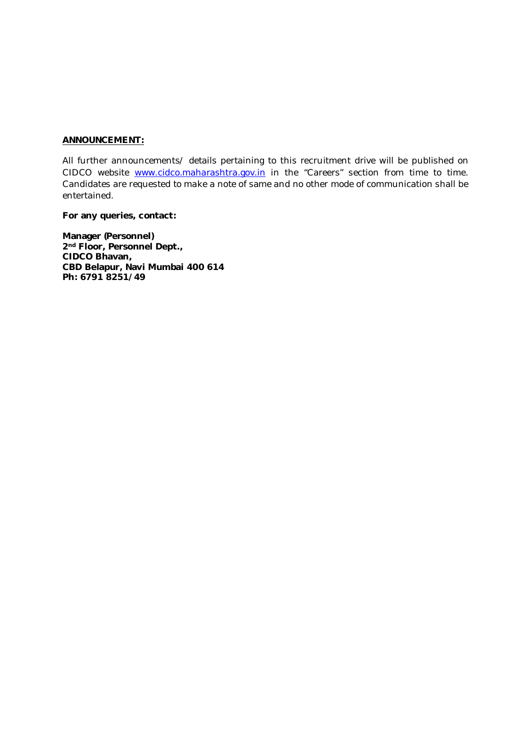**ANNOUNCEMENT:**

All further announcements/ details pertaining to this recruitment drive will be published on CIDCO website [www.cidco.maharashtra.gov.in](http://www.cidco.maharashtra.gov.in) in the "Careers" section from time to time. Candidates are requested to make a note of same and no other mode of communication shall be entertained.

**For any queries, contact:**

**Manager (Personnel)**
**2nd Floor, Personnel Dept.,**
**CIDCO Bhavan,**
**CBD Belapur, Navi Mumbai 400 614**
**Ph: 6791 8251/49**